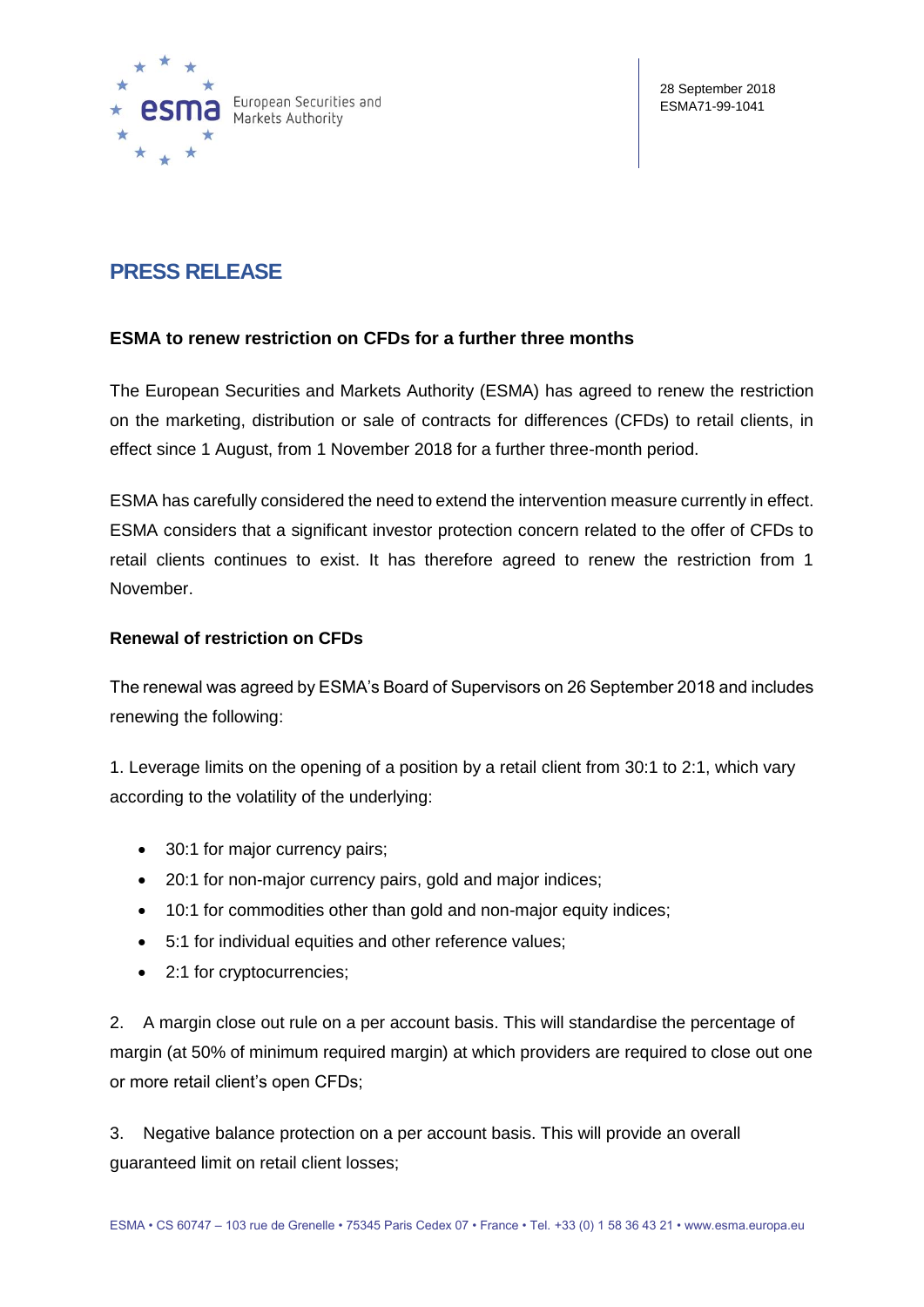28 September 2018
ESMA71-99-1041

# PRESS RELEASE

## ESMA to renew restriction on CFDs for a further three months

The European Securities and Markets Authority (ESMA) has agreed to renew the restriction on the marketing, distribution or sale of contracts for differences (CFDs) to retail clients, in effect since 1 August, from 1 November 2018 for a further three-month period.

ESMA has carefully considered the need to extend the intervention measure currently in effect. ESMA considers that a significant investor protection concern related to the offer of CFDs to retail clients continues to exist. It has therefore agreed to renew the restriction from 1 November.

### Renewal of restriction on CFDs

The renewal was agreed by ESMA's Board of Supervisors on 26 September 2018 and includes renewing the following:

1. Leverage limits on the opening of a position by a retail client from 30:1 to 2:1, which vary according to the volatility of the underlying:
   - 30:1 for major currency pairs;
   - 20:1 for non-major currency pairs, gold and major indices;
   - 10:1 for commodities other than gold and non-major equity indices;
   - 5:1 for individual equities and other reference values;
   - 2:1 for cryptocurrencies;

2. A margin close out rule on a per account basis. This will standardise the percentage of margin (at 50% of minimum required margin) at which providers are required to close out one or more retail client's open CFDs;

3. Negative balance protection on a per account basis. This will provide an overall guaranteed limit on retail client losses;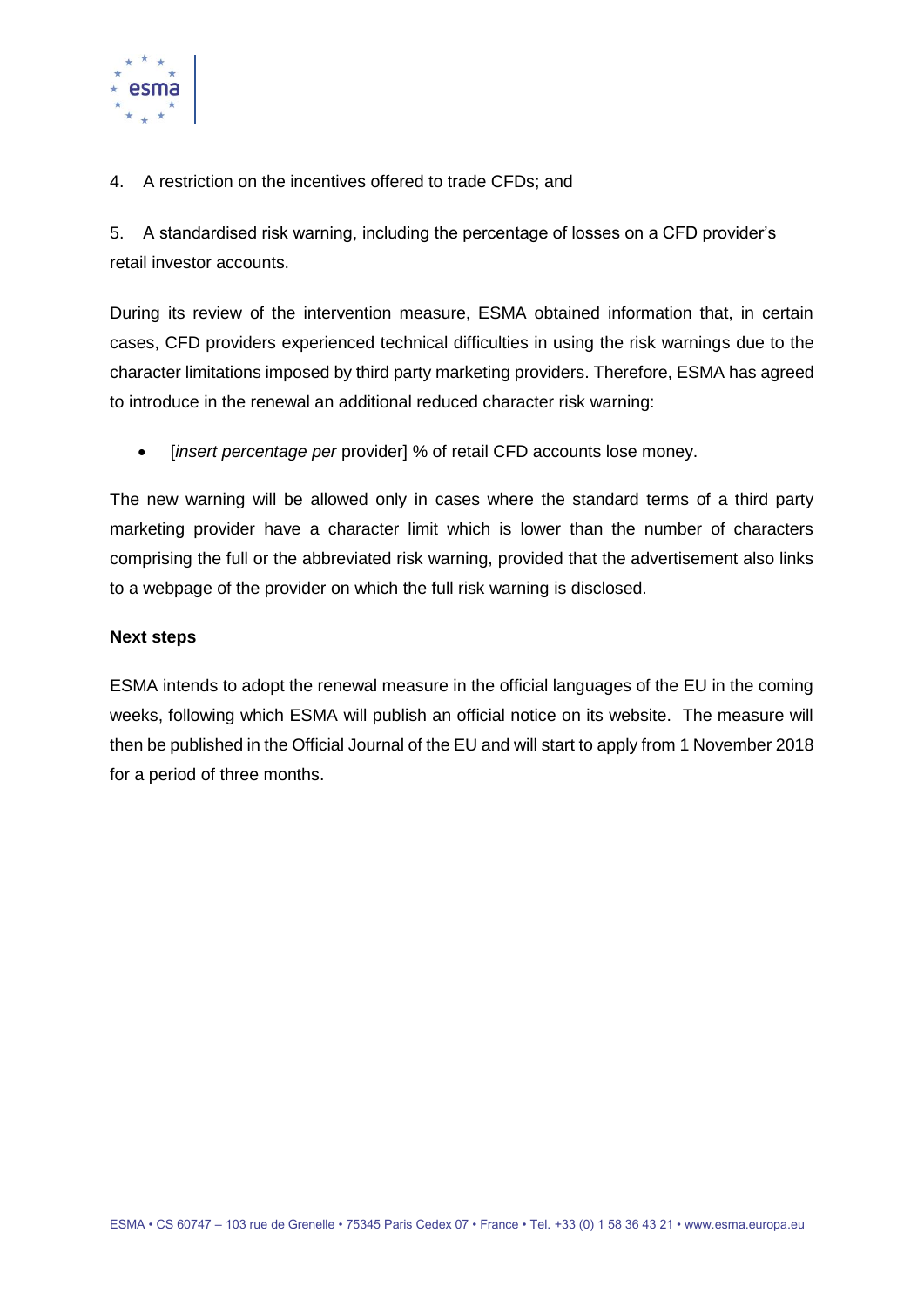4. A restriction on the incentives offered to trade CFDs; and

5. A standardised risk warning, including the percentage of losses on a CFD provider's retail investor accounts.

During its review of the intervention measure, ESMA obtained information that, in certain cases, CFD providers experienced technical difficulties in using the risk warnings due to the character limitations imposed by third party marketing providers. Therefore, ESMA has agreed to introduce in the renewal an additional reduced character risk warning:

- [*insert percentage per* provider] % of retail CFD accounts lose money.

The new warning will be allowed only in cases where the standard terms of a third party marketing provider have a character limit which is lower than the number of characters comprising the full or the abbreviated risk warning, provided that the advertisement also links to a webpage of the provider on which the full risk warning is disclosed.

**Next steps**

ESMA intends to adopt the renewal measure in the official languages of the EU in the coming weeks, following which ESMA will publish an official notice on its website. The measure will then be published in the Official Journal of the EU and will start to apply from 1 November 2018 for a period of three months.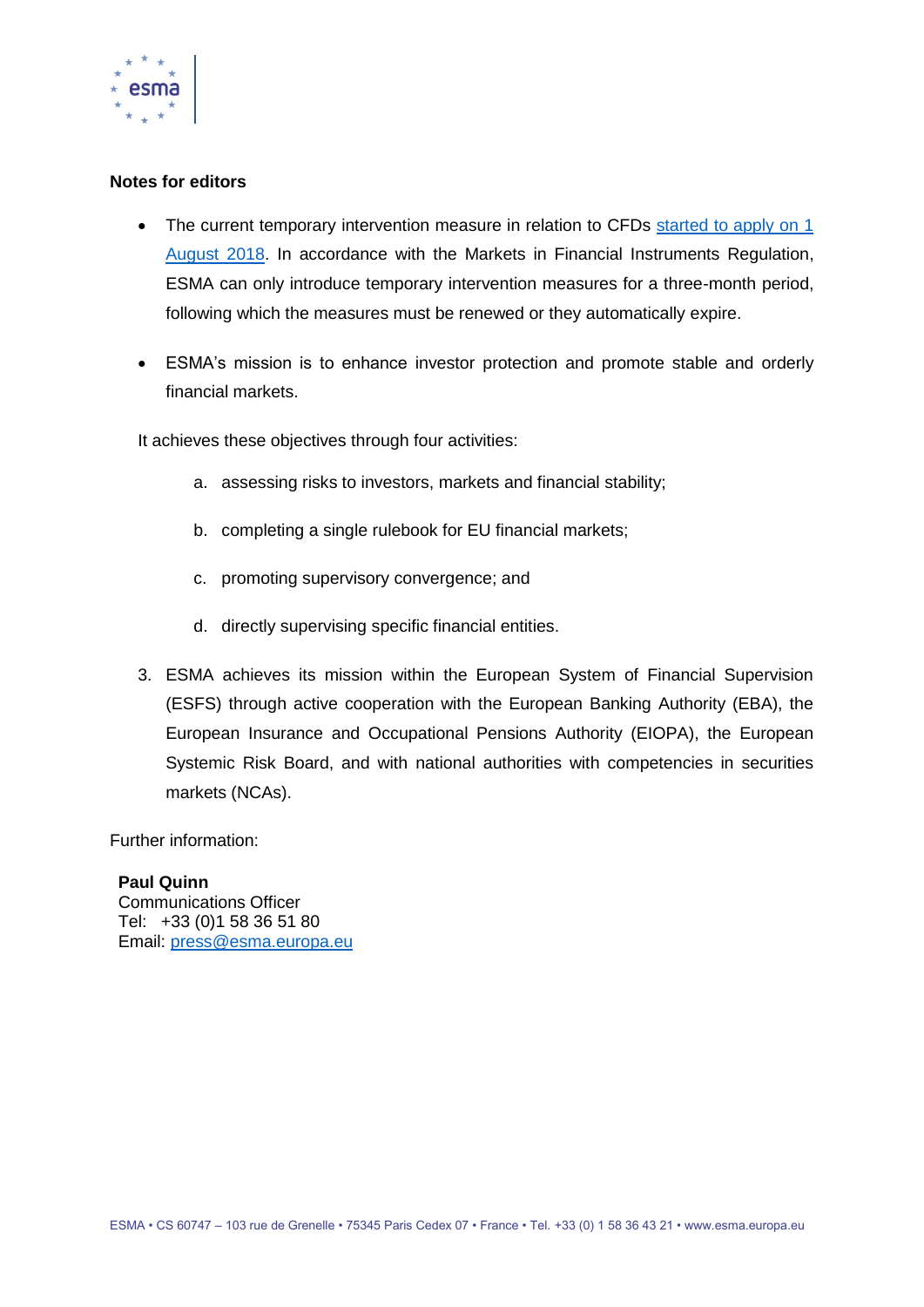**Notes for editors**

- The current temporary intervention measure in relation to CFDs [started to apply on 1 August 2018](). In accordance with the Markets in Financial Instruments Regulation, ESMA can only introduce temporary intervention measures for a three-month period, following which the measures must be renewed or they automatically expire.

- ESMA's mission is to enhance investor protection and promote stable and orderly financial markets.

It achieves these objectives through four activities:

a. assessing risks to investors, markets and financial stability;

b. completing a single rulebook for EU financial markets;

c. promoting supervisory convergence; and

d. directly supervising specific financial entities.

3. ESMA achieves its mission within the European System of Financial Supervision (ESFS) through active cooperation with the European Banking Authority (EBA), the European Insurance and Occupational Pensions Authority (EIOPA), the European Systemic Risk Board, and with national authorities with competencies in securities markets (NCAs).

Further information:

**Paul Quinn**
Communications Officer
Tel: +33 (0)1 58 36 51 80
Email: press@esma.europa.eu